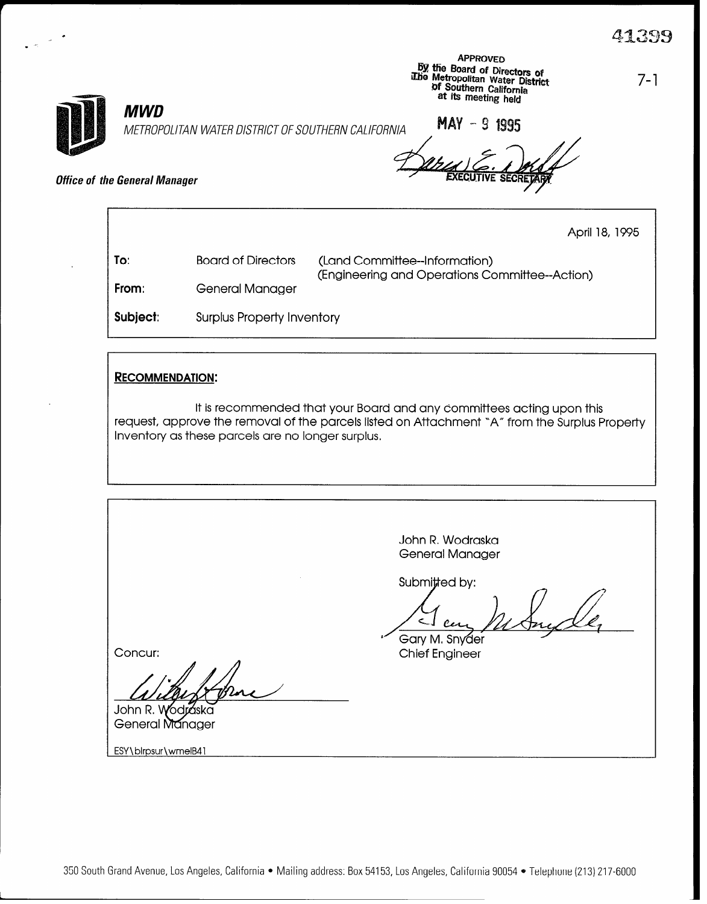41399

APPROVED
By the Board of Directors of
The Metropolitan Water District
of Southern California
at its meeting held

MAY - 9 1995

EXECUTIVE SECRETARY

7-1

**MWD**

*METROPOLITAN WATER DISTRICT OF SOUTHERN CALIFORNIA*

***Office of the General Manager***

April 18, 1995

| | | |
|---|---|---|
| **To**: | Board of Directors | (Land Committee--Information) (Engineering and Operations Committee--Action) |
| **From**: | General Manager | |
| **Subject**: | Surplus Property Inventory | |

**RECOMMENDATION:**

It is recommended that your Board and any committees acting upon this request, approve the removal of the parcels listed on Attachment "A" from the Surplus Property Inventory as these parcels are no longer surplus.

John R. Wodraska
General Manager

Submitted by:

Gary M. Snyder
Chief Engineer

Concur:

John R. Wodraska
General Manager

ESY\blrpsur\wmelB41

350 South Grand Avenue, Los Angeles, California • Mailing address: Box 54153, Los Angeles, California 90054 • Telephone (213) 217-6000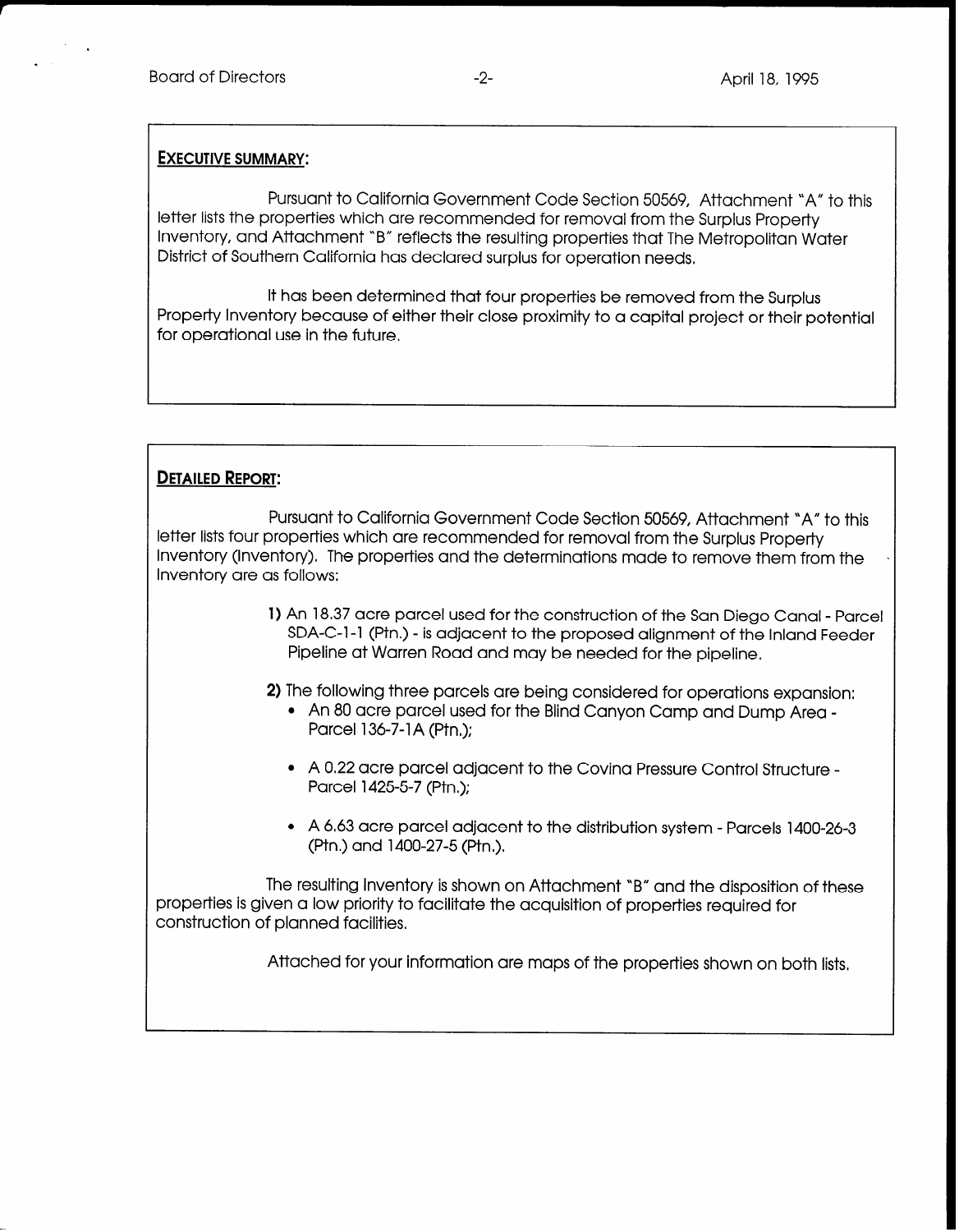## EXECUTIVE SUMMARY:

Pursuant to California Government Code Section 50569, Attachment "A" to this letter lists the properties which are recommended for removal from the Surplus Property Inventory, and Attachment "B" reflects the resulting properties that The Metropolitan Water District of Southern California has declared surplus for operation needs.

It has been determined that four properties be removed from the Surplus Property Inventory because of either their close proximity to a capital project or their potential for operational use in the future.

## DETAILED REPORT:

Pursuant to California Government Code Section 50569, Attachment "A" to this letter lists four properties which are recommended for removal from the Surplus Property Inventory (Inventory). The properties and the determinations made to remove them from the Inventory are as follows:

1) An 18.37 acre parcel used for the construction of the San Diego Canal - Parcel SDA-C-1-1 (Ptn.) - is adjacent to the proposed alignment of the Inland Feeder Pipeline at Warren Road and may be needed for the pipeline.

2) The following three parcels are being considered for operations expansion:
   - An 80 acre parcel used for the Blind Canyon Camp and Dump Area - Parcel 136-7-1A (Ptn.);
   - A 0.22 acre parcel adjacent to the Covina Pressure Control Structure - Parcel 1425-5-7 (Ptn.);
   - A 6.63 acre parcel adjacent to the distribution system - Parcels 1400-26-3 (Ptn.) and 1400-27-5 (Ptn.).

The resulting Inventory is shown on Attachment "B" and the disposition of these properties is given a low priority to facilitate the acquisition of properties required for construction of planned facilities.

Attached for your information are maps of the properties shown on both lists.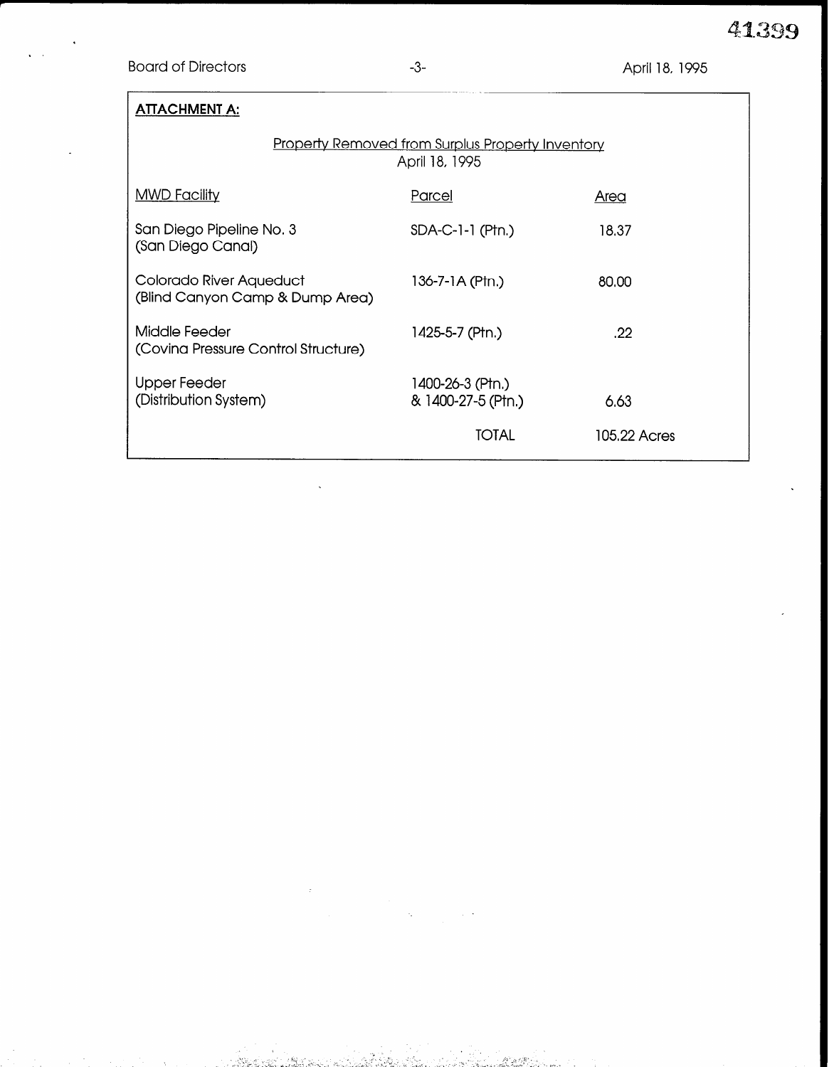**ATTACHMENT A:**

Property Removed from Surplus Property Inventory
April 18, 1995

| MWD Facility | Parcel | Area |
| --- | --- | --- |
| San Diego Pipeline No. 3 (San Diego Canal) | SDA-C-1-1 (Ptn.) | 18.37 |
| Colorado River Aqueduct (Blind Canyon Camp & Dump Area) | 136-7-1A (Ptn.) | 80.00 |
| Middle Feeder (Covina Pressure Control Structure) | 1425-5-7 (Ptn.) | .22 |
| Upper Feeder (Distribution System) | 1400-26-3 (Ptn.) & 1400-27-5 (Ptn.) | 6.63 |
| | TOTAL | 105.22 Acres |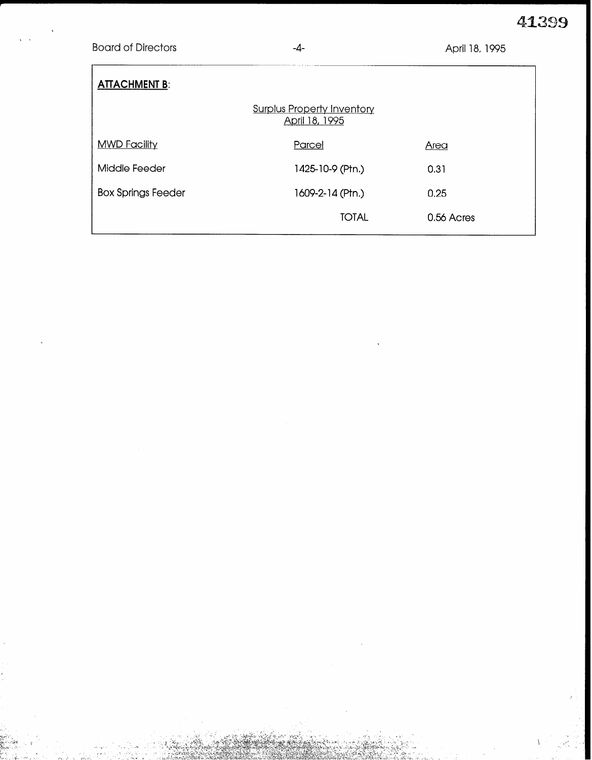**ATTACHMENT B**:

Surplus Property Inventory
April 18, 1995

| MWD Facility | Parcel | Area |
|---|---|---|
| Middle Feeder | 1425-10-9 (Ptn.) | 0.31 |
| Box Springs Feeder | 1609-2-14 (Ptn.) | 0.25 |
| | TOTAL | 0.56 Acres |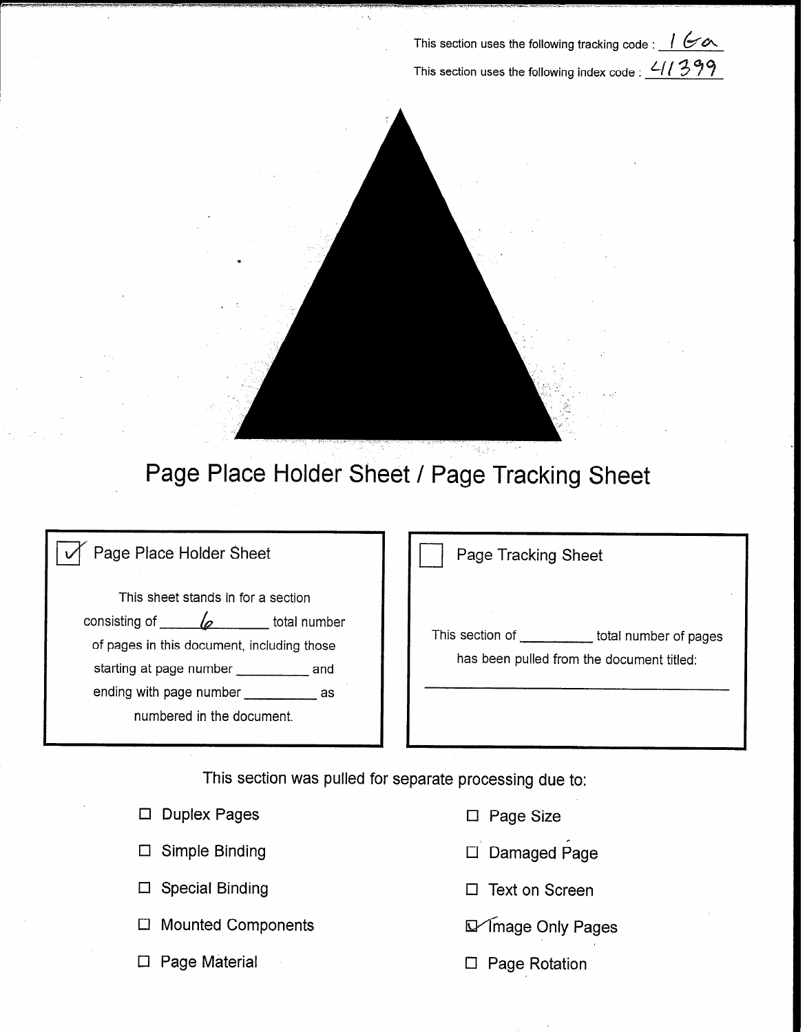This section uses the following tracking code : 1 6a

This section uses the following index code : 41399

# Page Place Holder Sheet / Page Tracking Sheet

☑ Page Place Holder Sheet

This sheet stands in for a section consisting of 6 total number of pages in this document, including those starting at page number __________ and ending with page number __________ as numbered in the document.

☐ Page Tracking Sheet

This section of __________ total number of pages has been pulled from the document titled:

______________________________

This section was pulled for separate processing due to:

- ☐ Duplex Pages
- ☐ Simple Binding
- ☐ Special Binding
- ☐ Mounted Components
- ☐ Page Material
- ☐ Page Size
- ☐ Damaged Page
- ☐ Text on Screen
- ☑ Image Only Pages
- ☐ Page Rotation